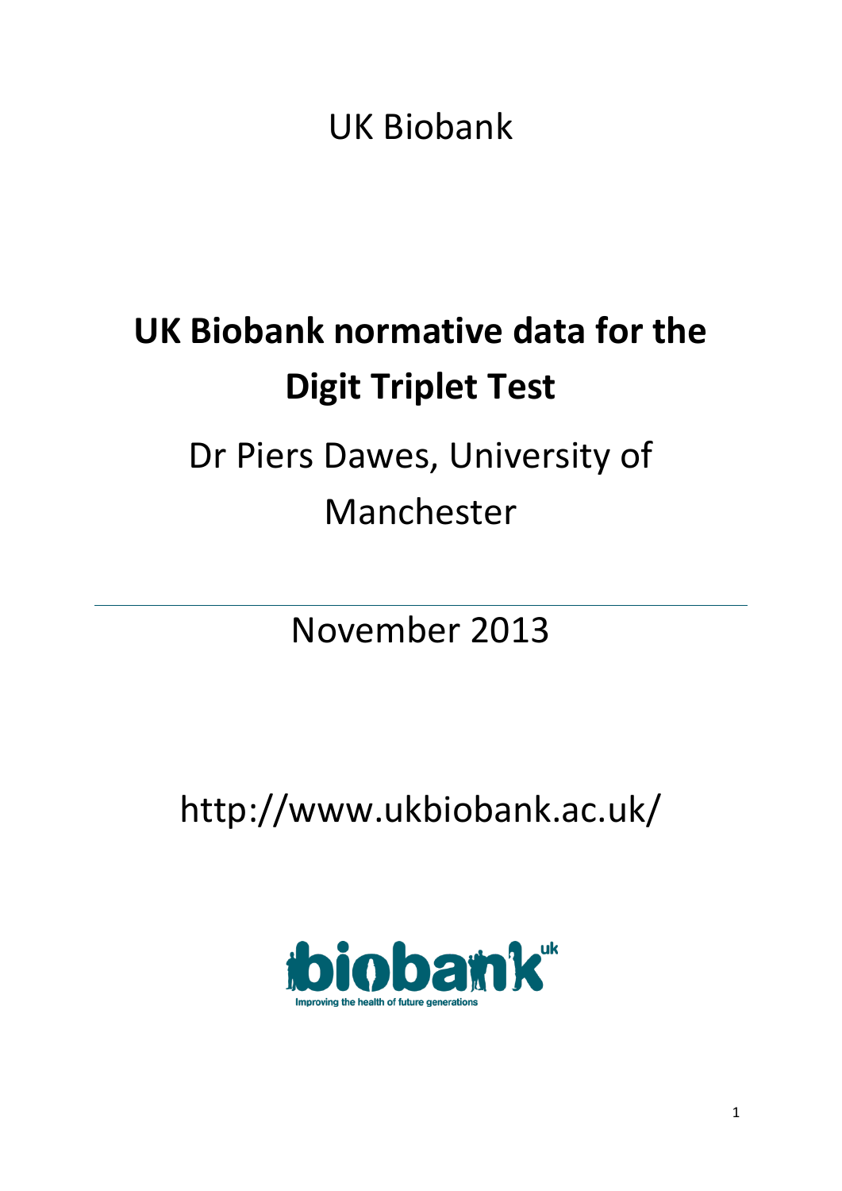UK Biobank

# UK Biobank normative data for the Digit Triplet Test

Dr Piers Dawes, University of Manchester

---

November 2013

http://www.ukbiobank.ac.uk/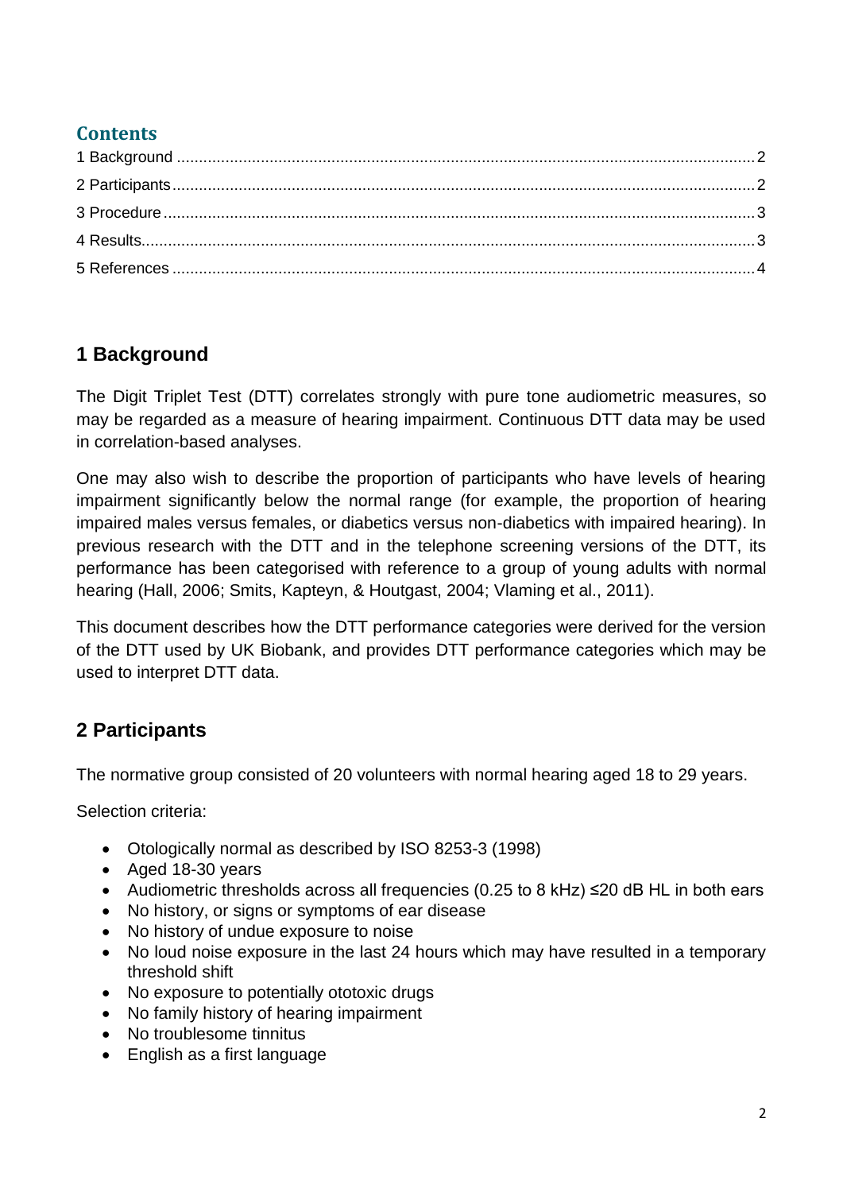## Contents

1 Background ..... 2
2 Participants ..... 2
3 Procedure ..... 3
4 Results ..... 3
5 References ..... 4

## 1 Background

The Digit Triplet Test (DTT) correlates strongly with pure tone audiometric measures, so may be regarded as a measure of hearing impairment. Continuous DTT data may be used in correlation-based analyses.

One may also wish to describe the proportion of participants who have levels of hearing impairment significantly below the normal range (for example, the proportion of hearing impaired males versus females, or diabetics versus non-diabetics with impaired hearing). In previous research with the DTT and in the telephone screening versions of the DTT, its performance has been categorised with reference to a group of young adults with normal hearing (Hall, 2006; Smits, Kapteyn, & Houtgast, 2004; Vlaming et al., 2011).

This document describes how the DTT performance categories were derived for the version of the DTT used by UK Biobank, and provides DTT performance categories which may be used to interpret DTT data.

## 2 Participants

The normative group consisted of 20 volunteers with normal hearing aged 18 to 29 years.

Selection criteria:

- Otologically normal as described by ISO 8253-3 (1998)
- Aged 18-30 years
- Audiometric thresholds across all frequencies (0.25 to 8 kHz) ≤20 dB HL in both ears
- No history, or signs or symptoms of ear disease
- No history of undue exposure to noise
- No loud noise exposure in the last 24 hours which may have resulted in a temporary threshold shift
- No exposure to potentially ototoxic drugs
- No family history of hearing impairment
- No troublesome tinnitus
- English as a first language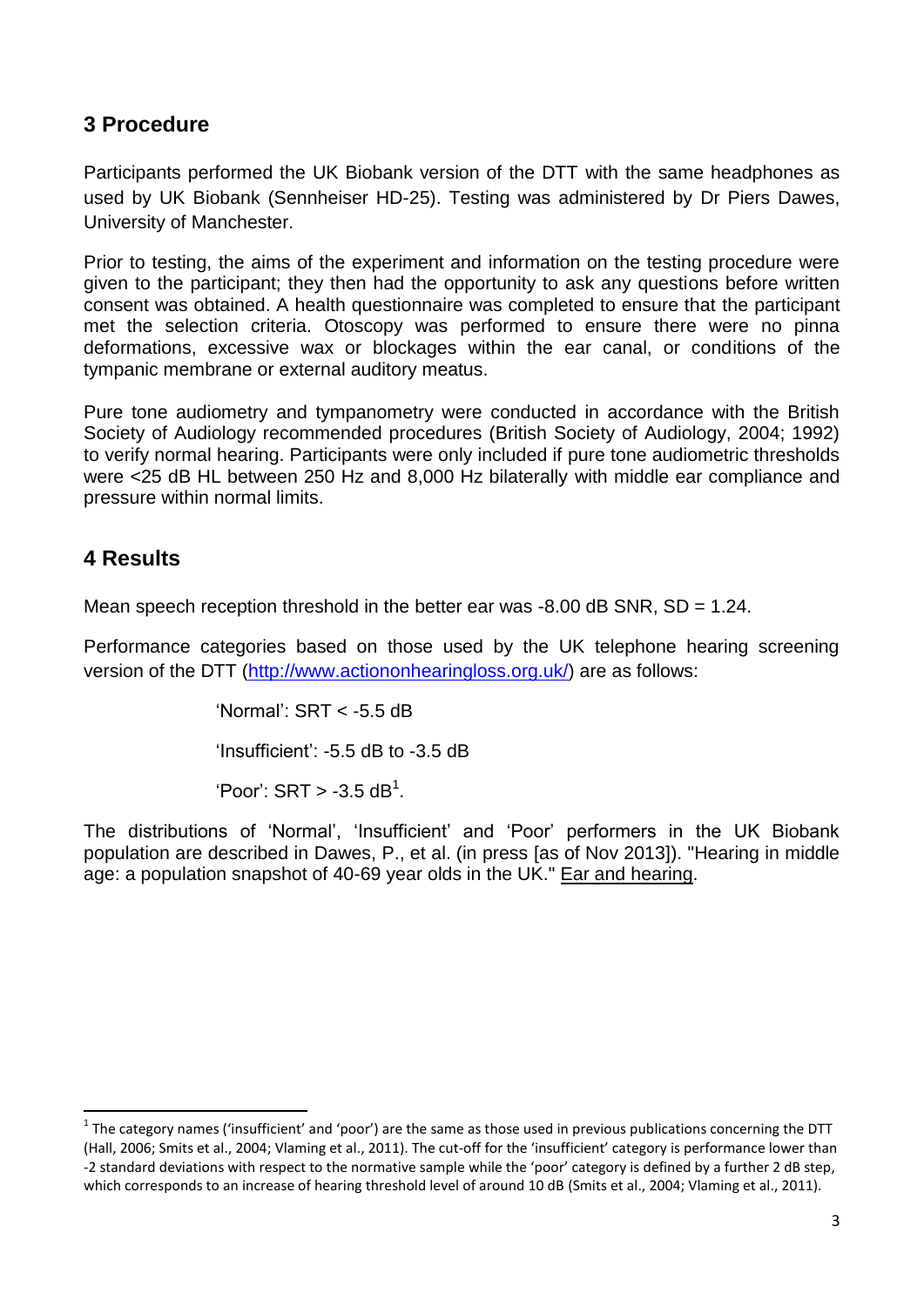## 3 Procedure

Participants performed the UK Biobank version of the DTT with the same headphones as used by UK Biobank (Sennheiser HD-25). Testing was administered by Dr Piers Dawes, University of Manchester.

Prior to testing, the aims of the experiment and information on the testing procedure were given to the participant; they then had the opportunity to ask any questions before written consent was obtained. A health questionnaire was completed to ensure that the participant met the selection criteria. Otoscopy was performed to ensure there were no pinna deformations, excessive wax or blockages within the ear canal, or conditions of the tympanic membrane or external auditory meatus.

Pure tone audiometry and tympanometry were conducted in accordance with the British Society of Audiology recommended procedures (British Society of Audiology, 2004; 1992) to verify normal hearing. Participants were only included if pure tone audiometric thresholds were <25 dB HL between 250 Hz and 8,000 Hz bilaterally with middle ear compliance and pressure within normal limits.

## 4 Results

Mean speech reception threshold in the better ear was -8.00 dB SNR, SD = 1.24.

Performance categories based on those used by the UK telephone hearing screening version of the DTT (http://www.actiononhearingloss.org.uk/) are as follows:

'Normal': SRT < -5.5 dB

'Insufficient': -5.5 dB to -3.5 dB

'Poor': SRT > -3.5 dB[1].

The distributions of 'Normal', 'Insufficient' and 'Poor' performers in the UK Biobank population are described in Dawes, P., et al. (in press [as of Nov 2013]). "Hearing in middle age: a population snapshot of 40-69 year olds in the UK." Ear and hearing.

[1] The category names ('insufficient' and 'poor') are the same as those used in previous publications concerning the DTT (Hall, 2006; Smits et al., 2004; Vlaming et al., 2011). The cut-off for the 'insufficient' category is performance lower than -2 standard deviations with respect to the normative sample while the 'poor' category is defined by a further 2 dB step, which corresponds to an increase of hearing threshold level of around 10 dB (Smits et al., 2004; Vlaming et al., 2011).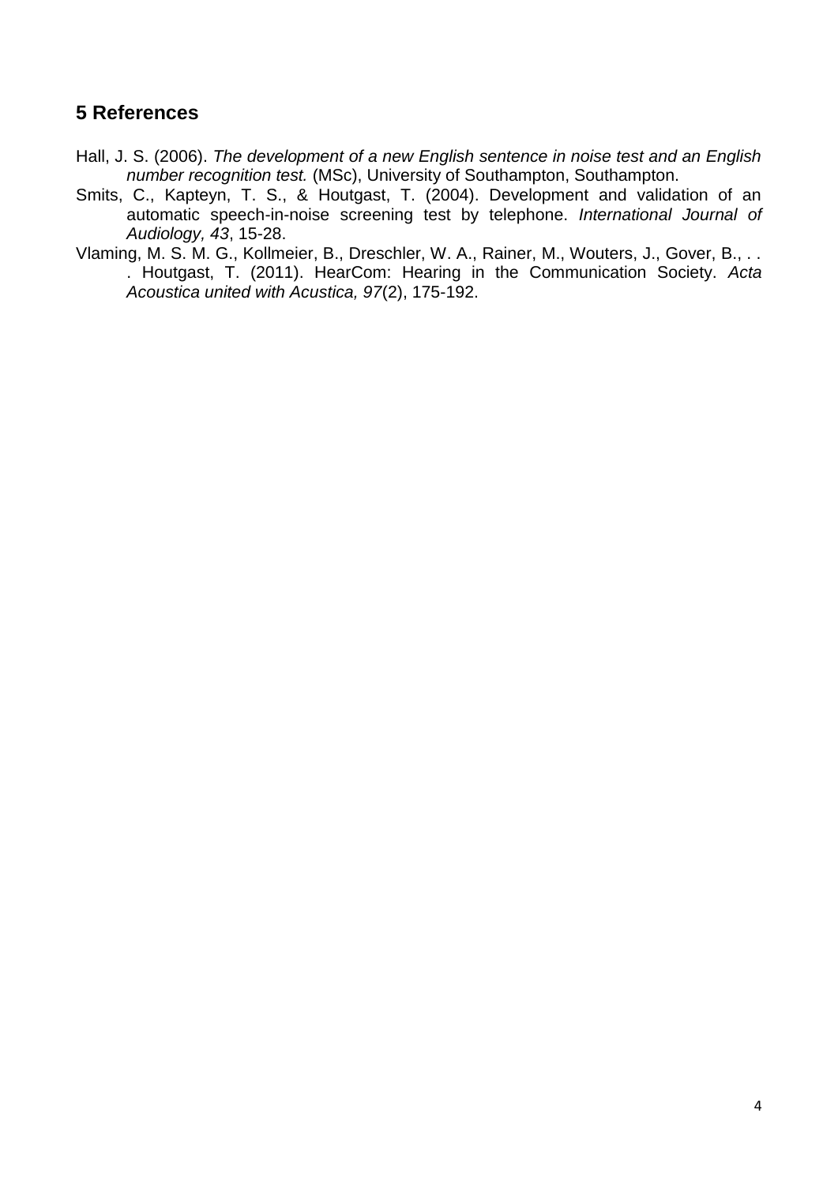## 5 References

Hall, J. S. (2006). *The development of a new English sentence in noise test and an English number recognition test.* (MSc), University of Southampton, Southampton.

Smits, C., Kapteyn, T. S., & Houtgast, T. (2004). Development and validation of an automatic speech-in-noise screening test by telephone. *International Journal of Audiology, 43*, 15-28.

Vlaming, M. S. M. G., Kollmeier, B., Dreschler, W. A., Rainer, M., Wouters, J., Gover, B., . . . Houtgast, T. (2011). HearCom: Hearing in the Communication Society. *Acta Acoustica united with Acustica, 97*(2), 175-192.